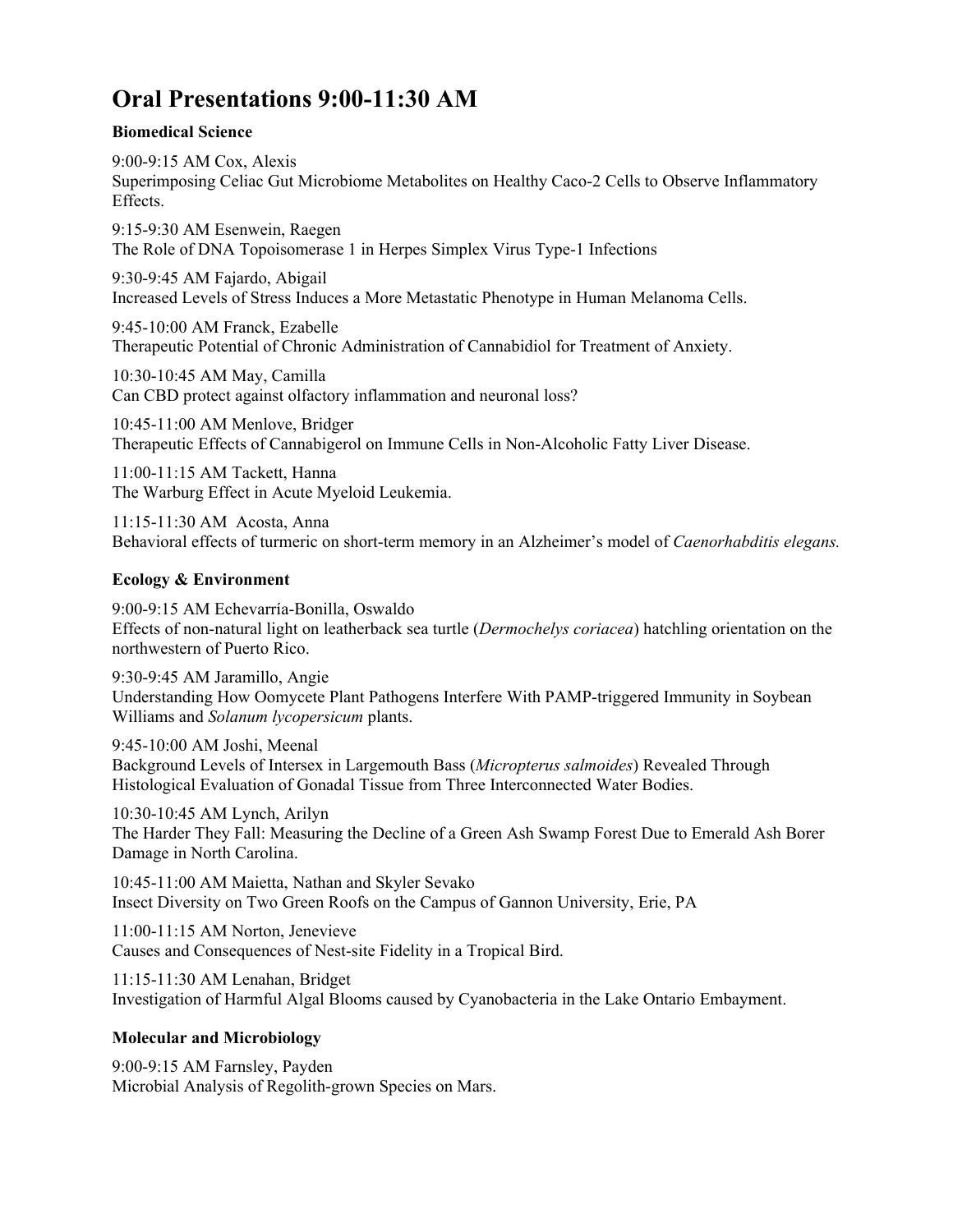# Oral Presentations 9:00-11:30 AM

**Biomedical Science**

9:00-9:15 AM Cox, Alexis
Superimposing Celiac Gut Microbiome Metabolites on Healthy Caco-2 Cells to Observe Inflammatory Effects.

9:15-9:30 AM Esenwein, Raegen
The Role of DNA Topoisomerase 1 in Herpes Simplex Virus Type-1 Infections

9:30-9:45 AM Fajardo, Abigail
Increased Levels of Stress Induces a More Metastatic Phenotype in Human Melanoma Cells.

9:45-10:00 AM Franck, Ezabelle
Therapeutic Potential of Chronic Administration of Cannabidiol for Treatment of Anxiety.

10:30-10:45 AM May, Camilla
Can CBD protect against olfactory inflammation and neuronal loss?

10:45-11:00 AM Menlove, Bridger
Therapeutic Effects of Cannabigerol on Immune Cells in Non-Alcoholic Fatty Liver Disease.

11:00-11:15 AM Tackett, Hanna
The Warburg Effect in Acute Myeloid Leukemia.

11:15-11:30 AM Acosta, Anna
Behavioral effects of turmeric on short-term memory in an Alzheimer's model of *Caenorhabditis elegans.*

**Ecology & Environment**

9:00-9:15 AM Echevarría-Bonilla, Oswaldo
Effects of non-natural light on leatherback sea turtle (*Dermochelys coriacea*) hatchling orientation on the northwestern of Puerto Rico.

9:30-9:45 AM Jaramillo, Angie
Understanding How Oomycete Plant Pathogens Interfere With PAMP-triggered Immunity in Soybean Williams and *Solanum lycopersicum* plants.

9:45-10:00 AM Joshi, Meenal
Background Levels of Intersex in Largemouth Bass (*Micropterus salmoides*) Revealed Through Histological Evaluation of Gonadal Tissue from Three Interconnected Water Bodies.

10:30-10:45 AM Lynch, Arilyn
The Harder They Fall: Measuring the Decline of a Green Ash Swamp Forest Due to Emerald Ash Borer Damage in North Carolina.

10:45-11:00 AM Maietta, Nathan and Skyler Sevako
Insect Diversity on Two Green Roofs on the Campus of Gannon University, Erie, PA

11:00-11:15 AM Norton, Jenevieve
Causes and Consequences of Nest-site Fidelity in a Tropical Bird.

11:15-11:30 AM Lenahan, Bridget
Investigation of Harmful Algal Blooms caused by Cyanobacteria in the Lake Ontario Embayment.

**Molecular and Microbiology**

9:00-9:15 AM Farnsley, Payden
Microbial Analysis of Regolith-grown Species on Mars.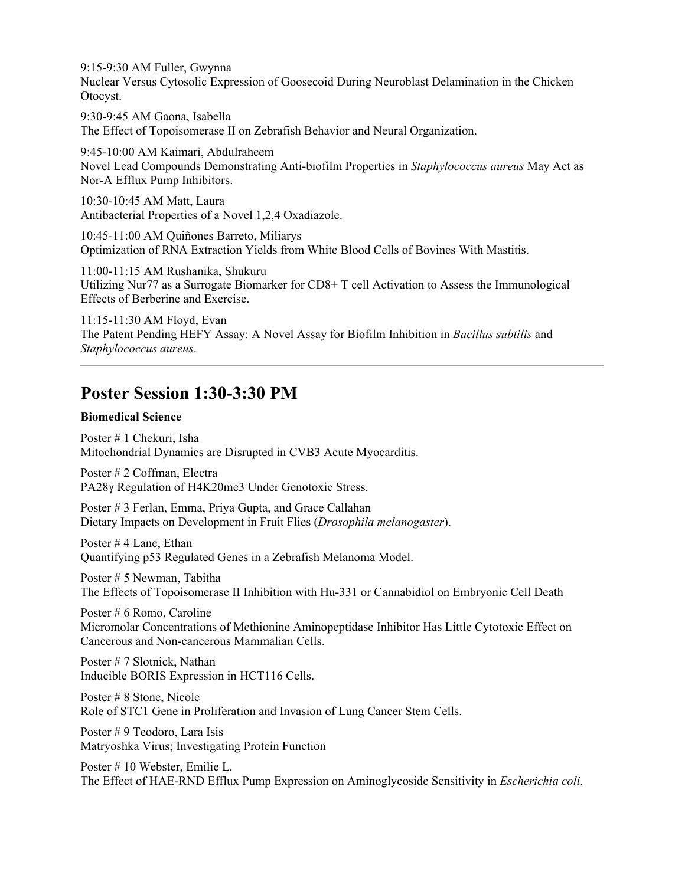9:15-9:30 AM Fuller, Gwynna
Nuclear Versus Cytosolic Expression of Goosecoid During Neuroblast Delamination in the Chicken Otocyst.

9:30-9:45 AM Gaona, Isabella
The Effect of Topoisomerase II on Zebrafish Behavior and Neural Organization.

9:45-10:00 AM Kaimari, Abdulraheem
Novel Lead Compounds Demonstrating Anti-biofilm Properties in *Staphylococcus aureus* May Act as Nor-A Efflux Pump Inhibitors.

10:30-10:45 AM Matt, Laura
Antibacterial Properties of a Novel 1,2,4 Oxadiazole.

10:45-11:00 AM Quiñones Barreto, Miliarys
Optimization of RNA Extraction Yields from White Blood Cells of Bovines With Mastitis.

11:00-11:15 AM Rushanika, Shukuru
Utilizing Nur77 as a Surrogate Biomarker for CD8+ T cell Activation to Assess the Immunological Effects of Berberine and Exercise.

11:15-11:30 AM Floyd, Evan
The Patent Pending HEFY Assay: A Novel Assay for Biofilm Inhibition in *Bacillus subtilis* and *Staphylococcus aureus*.

---

## Poster Session 1:30-3:30 PM

**Biomedical Science**

Poster # 1 Chekuri, Isha
Mitochondrial Dynamics are Disrupted in CVB3 Acute Myocarditis.

Poster # 2 Coffman, Electra
PA28γ Regulation of H4K20me3 Under Genotoxic Stress.

Poster # 3 Ferlan, Emma, Priya Gupta, and Grace Callahan
Dietary Impacts on Development in Fruit Flies (*Drosophila melanogaster*).

Poster # 4 Lane, Ethan
Quantifying p53 Regulated Genes in a Zebrafish Melanoma Model.

Poster # 5 Newman, Tabitha
The Effects of Topoisomerase II Inhibition with Hu-331 or Cannabidiol on Embryonic Cell Death

Poster # 6 Romo, Caroline
Micromolar Concentrations of Methionine Aminopeptidase Inhibitor Has Little Cytotoxic Effect on Cancerous and Non-cancerous Mammalian Cells.

Poster # 7 Slotnick, Nathan
Inducible BORIS Expression in HCT116 Cells.

Poster # 8 Stone, Nicole
Role of STC1 Gene in Proliferation and Invasion of Lung Cancer Stem Cells.

Poster # 9 Teodoro, Lara Isis
Matryoshka Virus; Investigating Protein Function

Poster # 10 Webster, Emilie L.
The Effect of HAE-RND Efflux Pump Expression on Aminoglycoside Sensitivity in *Escherichia coli*.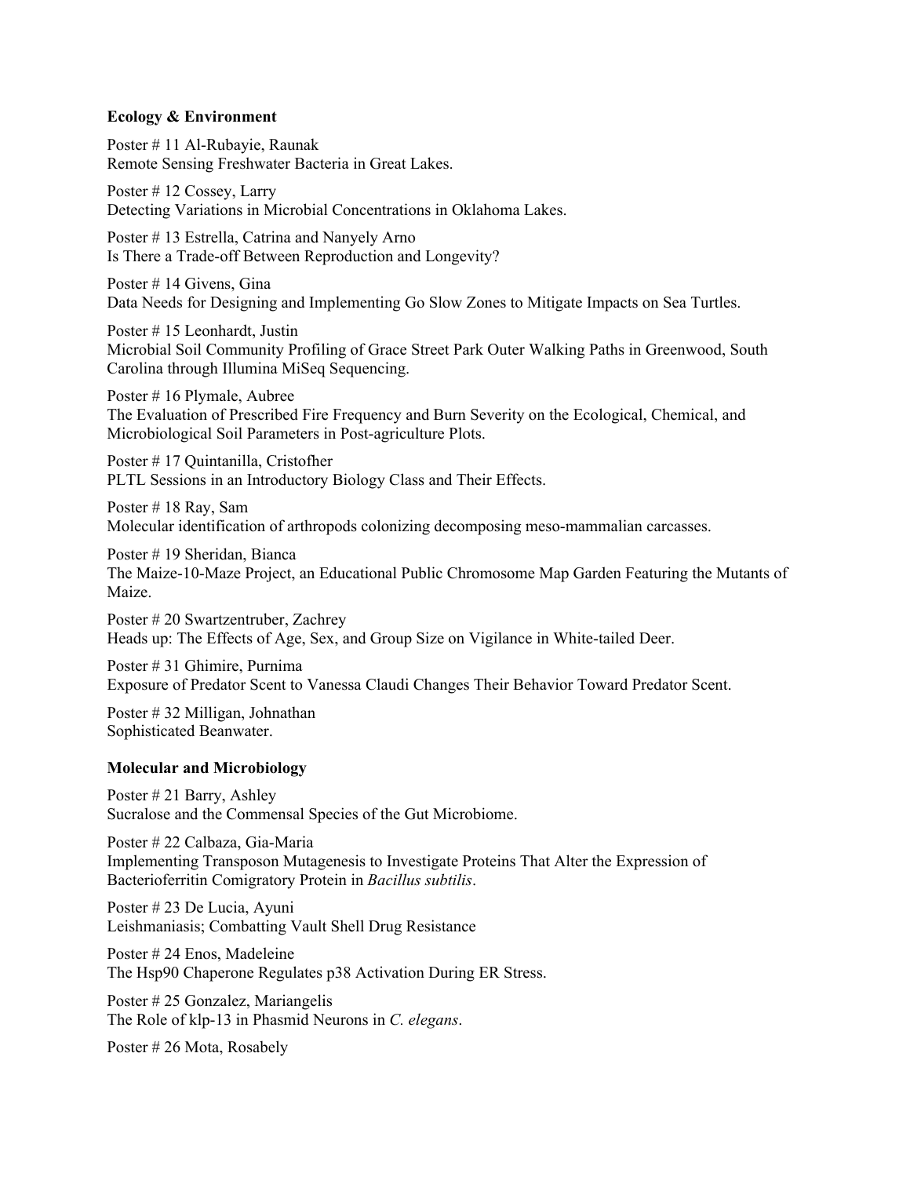**Ecology & Environment**

Poster # 11 Al-Rubayie, Raunak
Remote Sensing Freshwater Bacteria in Great Lakes.

Poster # 12 Cossey, Larry
Detecting Variations in Microbial Concentrations in Oklahoma Lakes.

Poster # 13 Estrella, Catrina and Nanyely Arno
Is There a Trade-off Between Reproduction and Longevity?

Poster # 14 Givens, Gina
Data Needs for Designing and Implementing Go Slow Zones to Mitigate Impacts on Sea Turtles.

Poster # 15 Leonhardt, Justin
Microbial Soil Community Profiling of Grace Street Park Outer Walking Paths in Greenwood, South Carolina through Illumina MiSeq Sequencing.

Poster # 16 Plymale, Aubree
The Evaluation of Prescribed Fire Frequency and Burn Severity on the Ecological, Chemical, and Microbiological Soil Parameters in Post-agriculture Plots.

Poster # 17 Quintanilla, Cristofher
PLTL Sessions in an Introductory Biology Class and Their Effects.

Poster # 18 Ray, Sam
Molecular identification of arthropods colonizing decomposing meso-mammalian carcasses.

Poster # 19 Sheridan, Bianca
The Maize-10-Maze Project, an Educational Public Chromosome Map Garden Featuring the Mutants of Maize.

Poster # 20 Swartzentruber, Zachrey
Heads up: The Effects of Age, Sex, and Group Size on Vigilance in White-tailed Deer.

Poster # 31 Ghimire, Purnima
Exposure of Predator Scent to Vanessa Claudi Changes Their Behavior Toward Predator Scent.

Poster # 32 Milligan, Johnathan
Sophisticated Beanwater.

**Molecular and Microbiology**

Poster # 21 Barry, Ashley
Sucralose and the Commensal Species of the Gut Microbiome.

Poster # 22 Calbaza, Gia-Maria
Implementing Transposon Mutagenesis to Investigate Proteins That Alter the Expression of Bacterioferritin Comigratory Protein in *Bacillus subtilis*.

Poster # 23 De Lucia, Ayuni
Leishmaniasis; Combatting Vault Shell Drug Resistance

Poster # 24 Enos, Madeleine
The Hsp90 Chaperone Regulates p38 Activation During ER Stress.

Poster # 25 Gonzalez, Mariangelis
The Role of klp-13 in Phasmid Neurons in *C. elegans*.

Poster # 26 Mota, Rosabely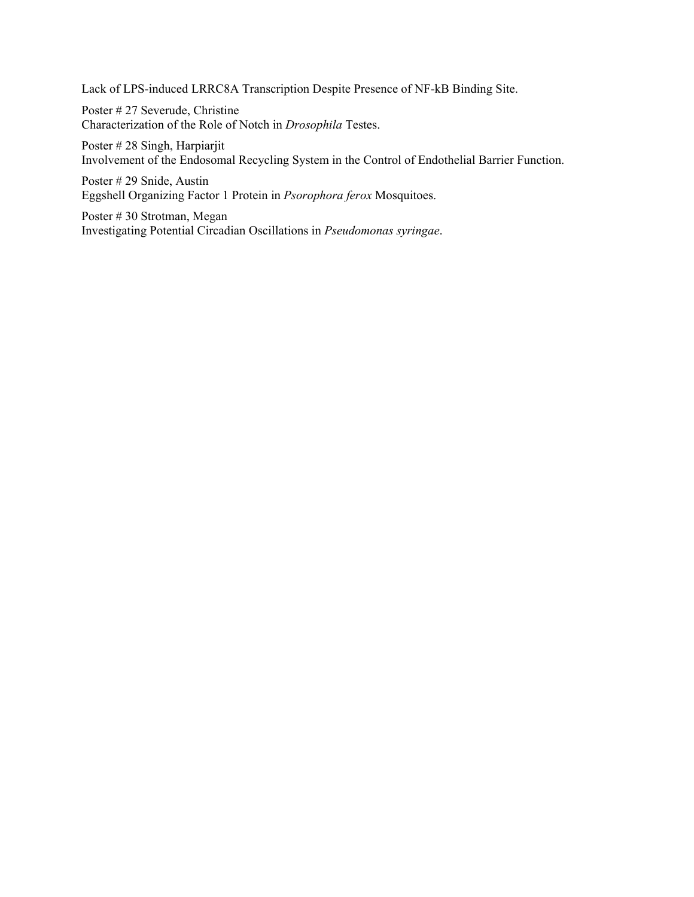Lack of LPS-induced LRRC8A Transcription Despite Presence of NF-kB Binding Site.

Poster # 27 Severude, Christine
Characterization of the Role of Notch in *Drosophila* Testes.

Poster # 28 Singh, Harpiarjit
Involvement of the Endosomal Recycling System in the Control of Endothelial Barrier Function.

Poster # 29 Snide, Austin
Eggshell Organizing Factor 1 Protein in *Psorophora ferox* Mosquitoes.

Poster # 30 Strotman, Megan
Investigating Potential Circadian Oscillations in *Pseudomonas syringae*.